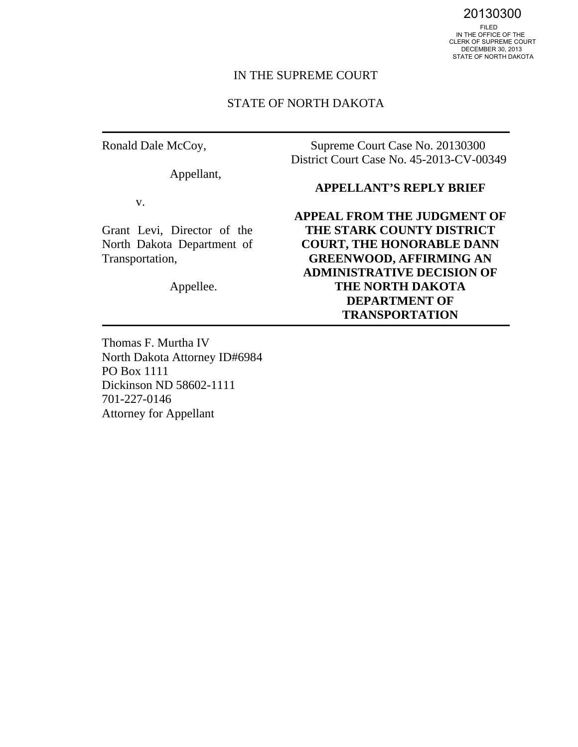20130300

FILED
IN THE OFFICE OF THE
CLERK OF SUPREME COURT
DECEMBER 30, 2013
STATE OF NORTH DAKOTA

IN THE SUPREME COURT

STATE OF NORTH DAKOTA

---

Ronald Dale McCoy,

Appellant,

v.

Grant Levi, Director of the North Dakota Department of Transportation,

Appellee.

Supreme Court Case No. 20130300
District Court Case No. 45-2013-CV-00349

**APPELLANT'S REPLY BRIEF**

**APPEAL FROM THE JUDGMENT OF THE STARK COUNTY DISTRICT COURT, THE HONORABLE DANN GREENWOOD, AFFIRMING AN ADMINISTRATIVE DECISION OF THE NORTH DAKOTA DEPARTMENT OF TRANSPORTATION**

---

Thomas F. Murtha IV
North Dakota Attorney ID#6984
PO Box 1111
Dickinson ND 58602-1111
701-227-0146
Attorney for Appellant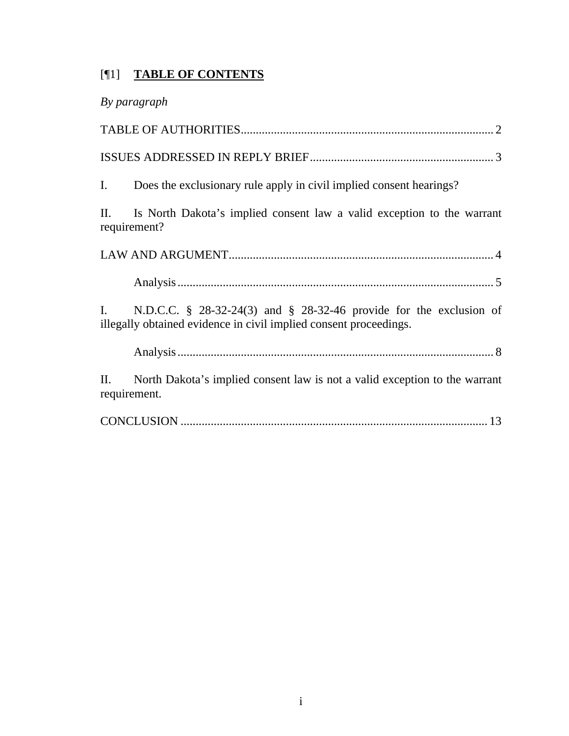[¶1] **TABLE OF CONTENTS**

*By paragraph*

TABLE OF AUTHORITIES .......... 2

ISSUES ADDRESSED IN REPLY BRIEF .......... 3

I. Does the exclusionary rule apply in civil implied consent hearings?

II. Is North Dakota's implied consent law a valid exception to the warrant requirement?

LAW AND ARGUMENT .......... 4

Analysis .......... 5

I. N.D.C.C. § 28-32-24(3) and § 28-32-46 provide for the exclusion of illegally obtained evidence in civil implied consent proceedings.

Analysis .......... 8

II. North Dakota's implied consent law is not a valid exception to the warrant requirement.

CONCLUSION .......... 13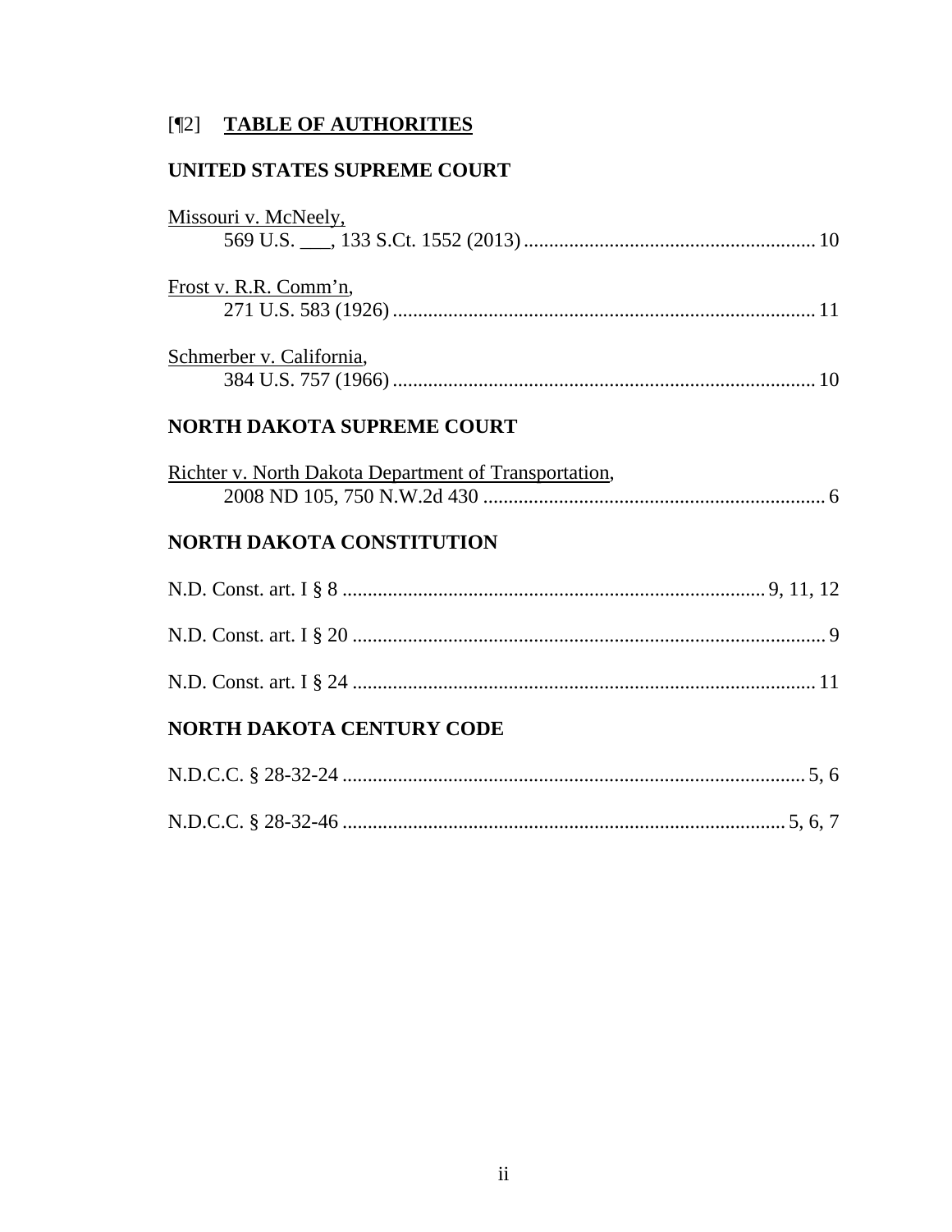[¶2] **TABLE OF AUTHORITIES**

**UNITED STATES SUPREME COURT**

Missouri v. McNeely,
569 U.S. ___, 133 S.Ct. 1552 (2013) .......................................................... 10

Frost v. R.R. Comm'n,
271 U.S. 583 (1926) ..................................................................................... 11

Schmerber v. California,
384 U.S. 757 (1966) ..................................................................................... 10

**NORTH DAKOTA SUPREME COURT**

Richter v. North Dakota Department of Transportation,
2008 ND 105, 750 N.W.2d 430 .................................................................... 6

**NORTH DAKOTA CONSTITUTION**

N.D. Const. art. I § 8 .................................................................................. 9, 11, 12

N.D. Const. art. I § 20 .............................................................................................. 9

N.D. Const. art. I § 24 ............................................................................................ 11

**NORTH DAKOTA CENTURY CODE**

N.D.C.C. § 28-32-24 ............................................................................................ 5, 6

N.D.C.C. § 28-32-46 ......................................................................................... 5, 6, 7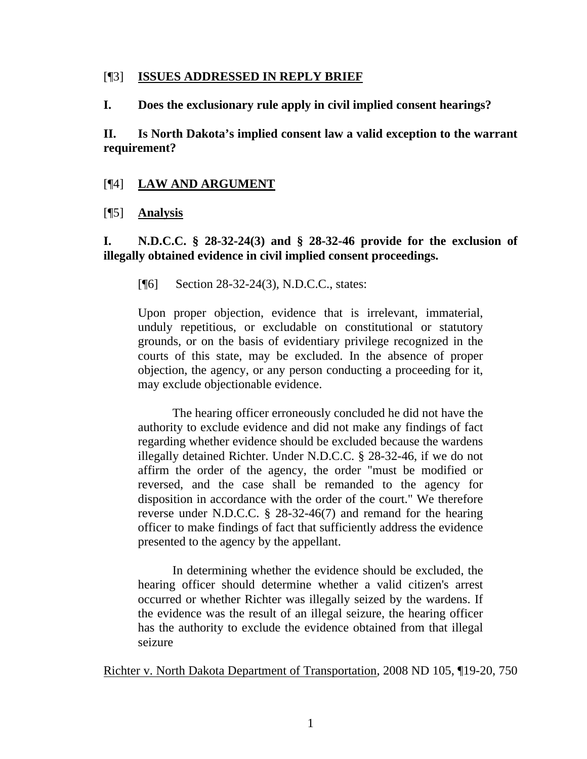[¶3] **ISSUES ADDRESSED IN REPLY BRIEF**

**I. Does the exclusionary rule apply in civil implied consent hearings?**

**II. Is North Dakota's implied consent law a valid exception to the warrant requirement?**

[¶4] **LAW AND ARGUMENT**

[¶5] **Analysis**

**I. N.D.C.C. § 28-32-24(3) and § 28-32-46 provide for the exclusion of illegally obtained evidence in civil implied consent proceedings.**

[¶6] Section 28-32-24(3), N.D.C.C., states:

> Upon proper objection, evidence that is irrelevant, immaterial, unduly repetitious, or excludable on constitutional or statutory grounds, or on the basis of evidentiary privilege recognized in the courts of this state, may be excluded. In the absence of proper objection, the agency, or any person conducting a proceeding for it, may exclude objectionable evidence.
>
> The hearing officer erroneously concluded he did not have the authority to exclude evidence and did not make any findings of fact regarding whether evidence should be excluded because the wardens illegally detained Richter. Under N.D.C.C. § 28-32-46, if we do not affirm the order of the agency, the order "must be modified or reversed, and the case shall be remanded to the agency for disposition in accordance with the order of the court." We therefore reverse under N.D.C.C. § 28-32-46(7) and remand for the hearing officer to make findings of fact that sufficiently address the evidence presented to the agency by the appellant.
>
> In determining whether the evidence should be excluded, the hearing officer should determine whether a valid citizen's arrest occurred or whether Richter was illegally seized by the wardens. If the evidence was the result of an illegal seizure, the hearing officer has the authority to exclude the evidence obtained from that illegal seizure

Richter v. North Dakota Department of Transportation, 2008 ND 105, ¶19-20, 750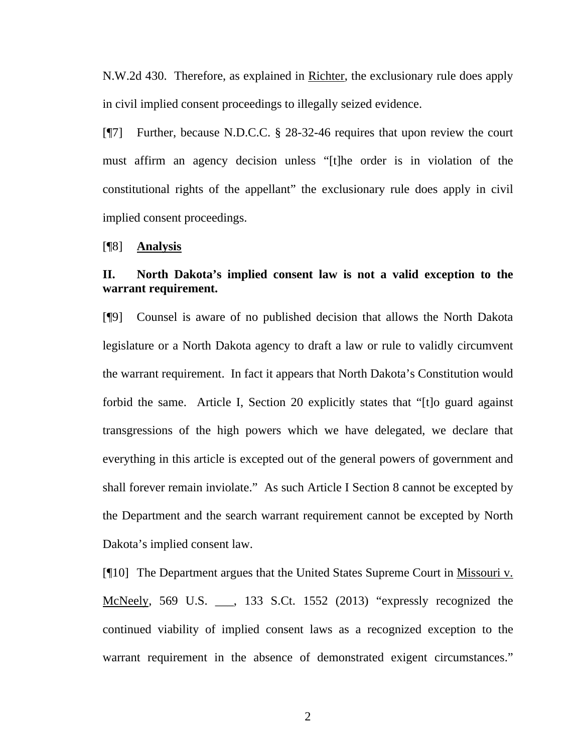N.W.2d 430. Therefore, as explained in Richter, the exclusionary rule does apply in civil implied consent proceedings to illegally seized evidence.

[¶7] Further, because N.D.C.C. § 28-32-46 requires that upon review the court must affirm an agency decision unless "[t]he order is in violation of the constitutional rights of the appellant" the exclusionary rule does apply in civil implied consent proceedings.

[¶8] **Analysis**

**II. North Dakota's implied consent law is not a valid exception to the warrant requirement.**

[¶9] Counsel is aware of no published decision that allows the North Dakota legislature or a North Dakota agency to draft a law or rule to validly circumvent the warrant requirement. In fact it appears that North Dakota's Constitution would forbid the same. Article I, Section 20 explicitly states that "[t]o guard against transgressions of the high powers which we have delegated, we declare that everything in this article is excepted out of the general powers of government and shall forever remain inviolate." As such Article I Section 8 cannot be excepted by the Department and the search warrant requirement cannot be excepted by North Dakota's implied consent law.

[¶10] The Department argues that the United States Supreme Court in Missouri v. McNeely, 569 U.S. ___, 133 S.Ct. 1552 (2013) "expressly recognized the continued viability of implied consent laws as a recognized exception to the warrant requirement in the absence of demonstrated exigent circumstances."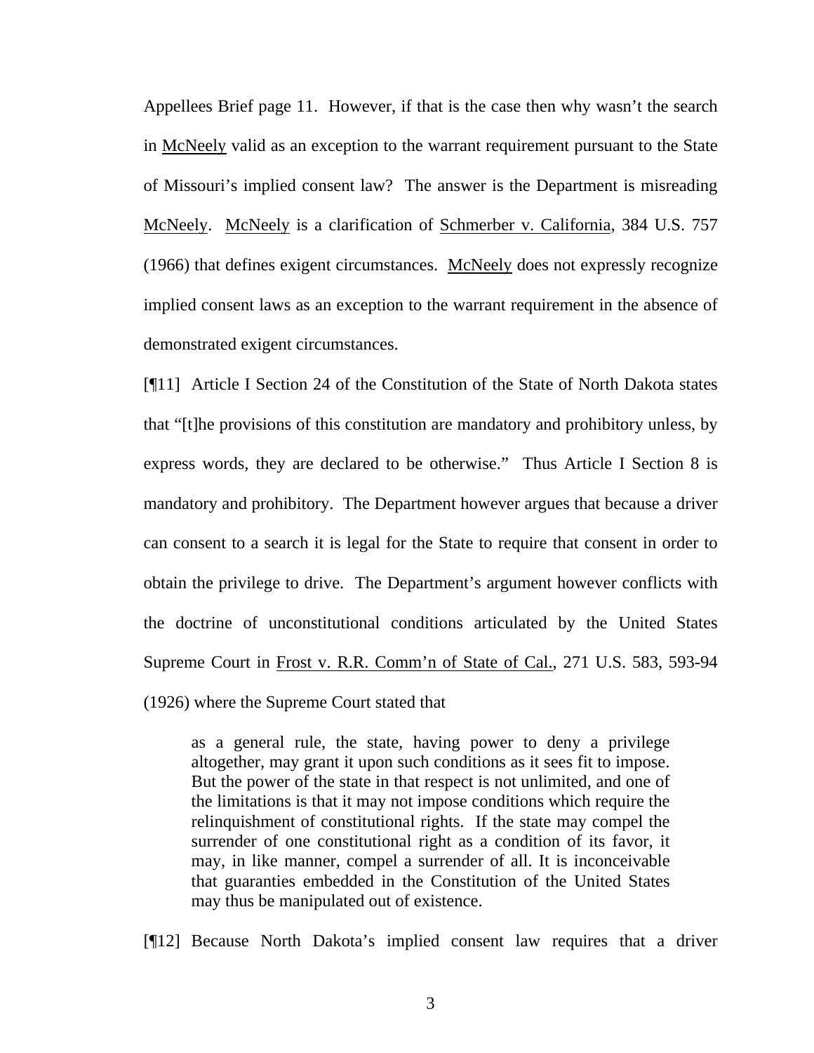Appellees Brief page 11. However, if that is the case then why wasn't the search in McNeely valid as an exception to the warrant requirement pursuant to the State of Missouri's implied consent law? The answer is the Department is misreading McNeely. McNeely is a clarification of Schmerber v. California, 384 U.S. 757 (1966) that defines exigent circumstances. McNeely does not expressly recognize implied consent laws as an exception to the warrant requirement in the absence of demonstrated exigent circumstances.

[¶11] Article I Section 24 of the Constitution of the State of North Dakota states that "[t]he provisions of this constitution are mandatory and prohibitory unless, by express words, they are declared to be otherwise." Thus Article I Section 8 is mandatory and prohibitory. The Department however argues that because a driver can consent to a search it is legal for the State to require that consent in order to obtain the privilege to drive. The Department's argument however conflicts with the doctrine of unconstitutional conditions articulated by the United States Supreme Court in Frost v. R.R. Comm'n of State of Cal., 271 U.S. 583, 593-94 (1926) where the Supreme Court stated that

> as a general rule, the state, having power to deny a privilege altogether, may grant it upon such conditions as it sees fit to impose. But the power of the state in that respect is not unlimited, and one of the limitations is that it may not impose conditions which require the relinquishment of constitutional rights. If the state may compel the surrender of one constitutional right as a condition of its favor, it may, in like manner, compel a surrender of all. It is inconceivable that guaranties embedded in the Constitution of the United States may thus be manipulated out of existence.

[¶12] Because North Dakota's implied consent law requires that a driver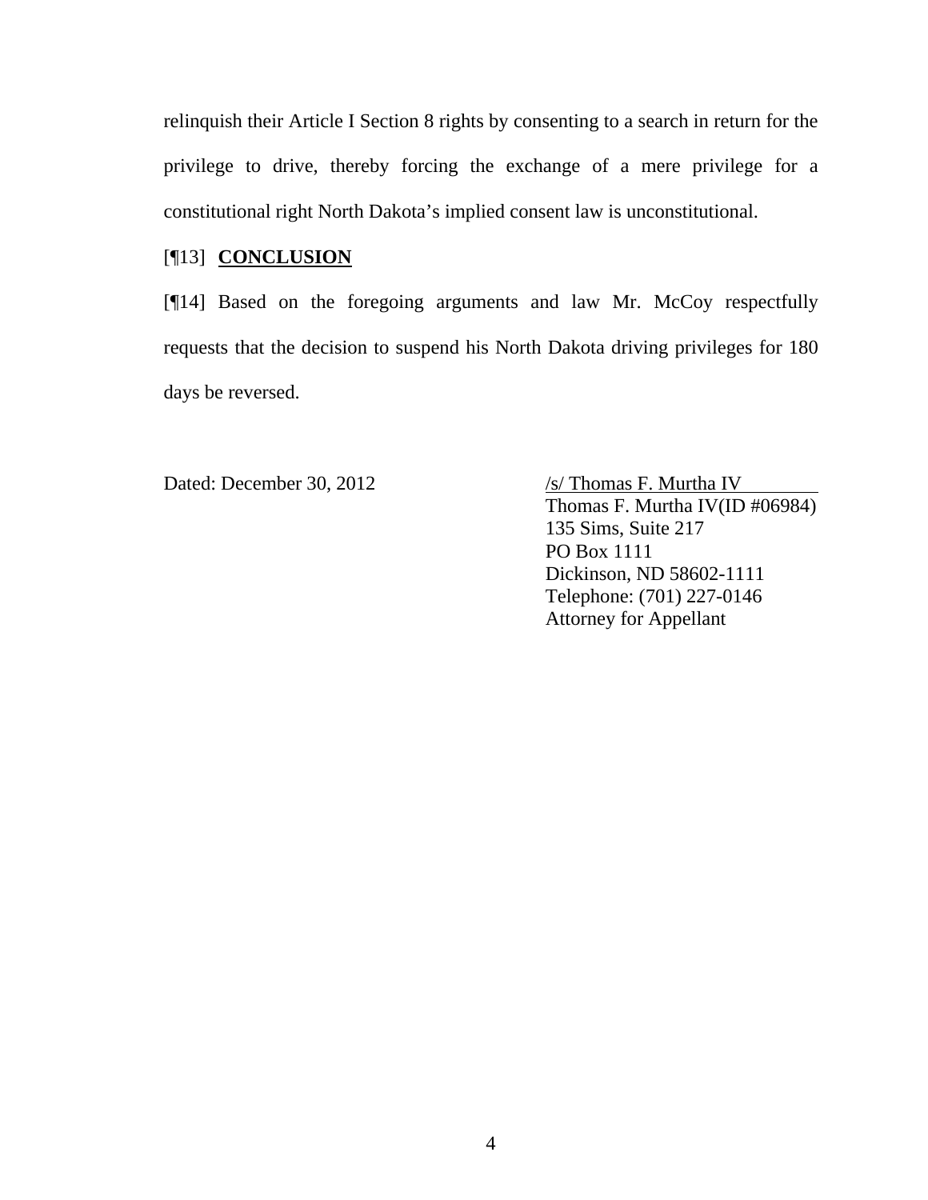relinquish their Article I Section 8 rights by consenting to a search in return for the privilege to drive, thereby forcing the exchange of a mere privilege for a constitutional right North Dakota's implied consent law is unconstitutional.

[¶13] **CONCLUSION**

[¶14] Based on the foregoing arguments and law Mr. McCoy respectfully requests that the decision to suspend his North Dakota driving privileges for 180 days be reversed.

Dated: December 30, 2012

/s/ Thomas F. Murtha IV
Thomas F. Murtha IV(ID #06984)
135 Sims, Suite 217
PO Box 1111
Dickinson, ND 58602-1111
Telephone: (701) 227-0146
Attorney for Appellant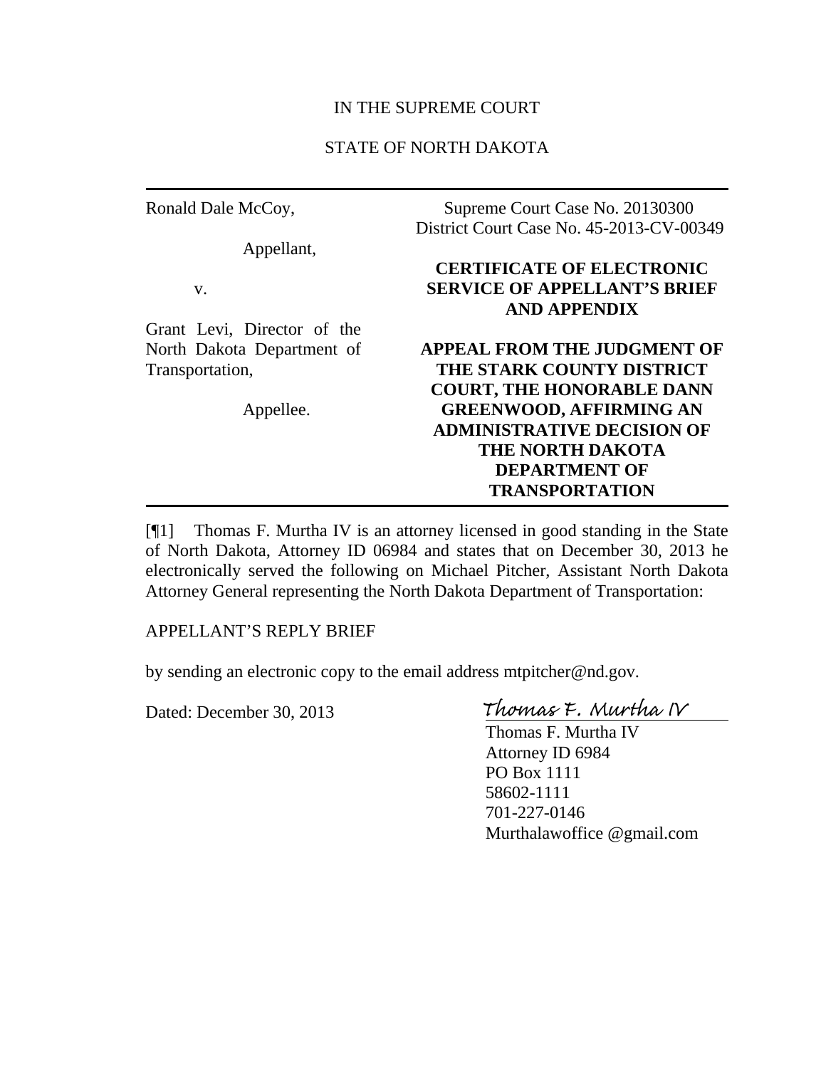IN THE SUPREME COURT

STATE OF NORTH DAKOTA

---

| | |
|---|---|
| Ronald Dale McCoy,<br><br>Appellant,<br><br>v.<br><br>Grant Levi, Director of the North Dakota Department of Transportation,<br><br>Appellee. | Supreme Court Case No. 20130300<br>District Court Case No. 45-2013-CV-00349<br><br>**CERTIFICATE OF ELECTRONIC SERVICE OF APPELLANT'S BRIEF AND APPENDIX**<br><br>**APPEAL FROM THE JUDGMENT OF THE STARK COUNTY DISTRICT COURT, THE HONORABLE DANN GREENWOOD, AFFIRMING AN ADMINISTRATIVE DECISION OF THE NORTH DAKOTA DEPARTMENT OF TRANSPORTATION** |

---

[¶1] Thomas F. Murtha IV is an attorney licensed in good standing in the State of North Dakota, Attorney ID 06984 and states that on December 30, 2013 he electronically served the following on Michael Pitcher, Assistant North Dakota Attorney General representing the North Dakota Department of Transportation:

APPELLANT'S REPLY BRIEF

by sending an electronic copy to the email address mtpitcher@nd.gov.

Dated: December 30, 2013

*Thomas F. Murtha IV*

Thomas F. Murtha IV
Attorney ID 6984
PO Box 1111
58602-1111
701-227-0146
Murthalawoffice @gmail.com